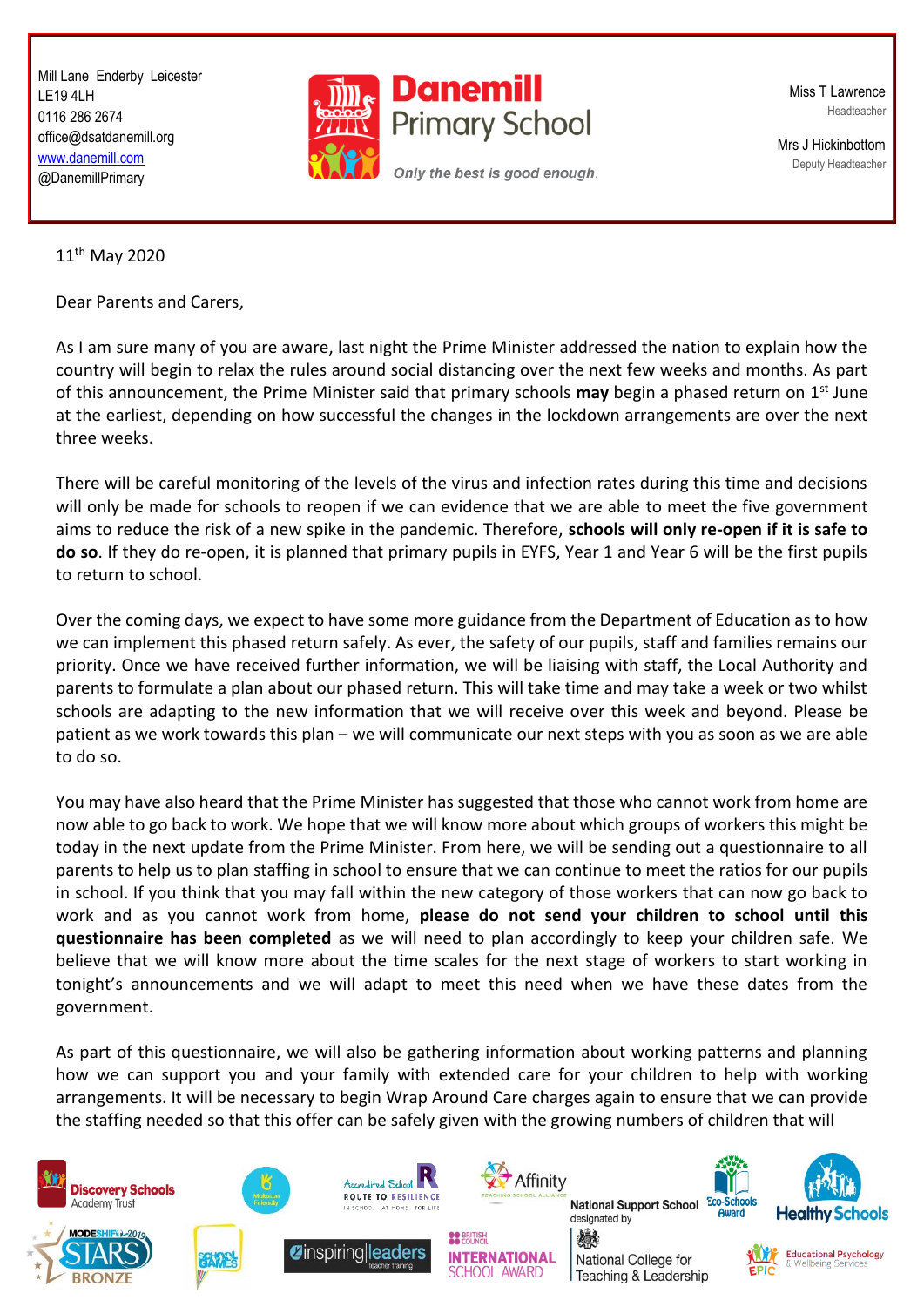Mill Lane Enderby Leicester
LE19 4LH
0116 286 2674
office@dsatdanemill.org
www.danemill.com
@DanemillPrimary

**Danemill Primary School**

*Only the best is good enough.*

Miss T Lawrence
Headteacher

Mrs J Hickinbottom
Deputy Headteacher

11th May 2020

Dear Parents and Carers,

As I am sure many of you are aware, last night the Prime Minister addressed the nation to explain how the country will begin to relax the rules around social distancing over the next few weeks and months. As part of this announcement, the Prime Minister said that primary schools **may** begin a phased return on 1st June at the earliest, depending on how successful the changes in the lockdown arrangements are over the next three weeks.

There will be careful monitoring of the levels of the virus and infection rates during this time and decisions will only be made for schools to reopen if we can evidence that we are able to meet the five government aims to reduce the risk of a new spike in the pandemic. Therefore, **schools will only re-open if it is safe to do so**. If they do re-open, it is planned that primary pupils in EYFS, Year 1 and Year 6 will be the first pupils to return to school.

Over the coming days, we expect to have some more guidance from the Department of Education as to how we can implement this phased return safely. As ever, the safety of our pupils, staff and families remains our priority. Once we have received further information, we will be liaising with staff, the Local Authority and parents to formulate a plan about our phased return. This will take time and may take a week or two whilst schools are adapting to the new information that we will receive over this week and beyond. Please be patient as we work towards this plan – we will communicate our next steps with you as soon as we are able to do so.

You may have also heard that the Prime Minister has suggested that those who cannot work from home are now able to go back to work. We hope that we will know more about which groups of workers this might be today in the next update from the Prime Minister. From here, we will be sending out a questionnaire to all parents to help us to plan staffing in school to ensure that we can continue to meet the ratios for our pupils in school. If you think that you may fall within the new category of those workers that can now go back to work and as you cannot work from home, **please do not send your children to school until this questionnaire has been completed** as we will need to plan accordingly to keep your children safe. We believe that we will know more about the time scales for the next stage of workers to start working in tonight's announcements and we will adapt to meet this need when we have these dates from the government.

As part of this questionnaire, we will also be gathering information about working patterns and planning how we can support you and your family with extended care for your children to help with working arrangements. It will be necessary to begin Wrap Around Care charges again to ensure that we can provide the staffing needed so that this offer can be safely given with the growing numbers of children that will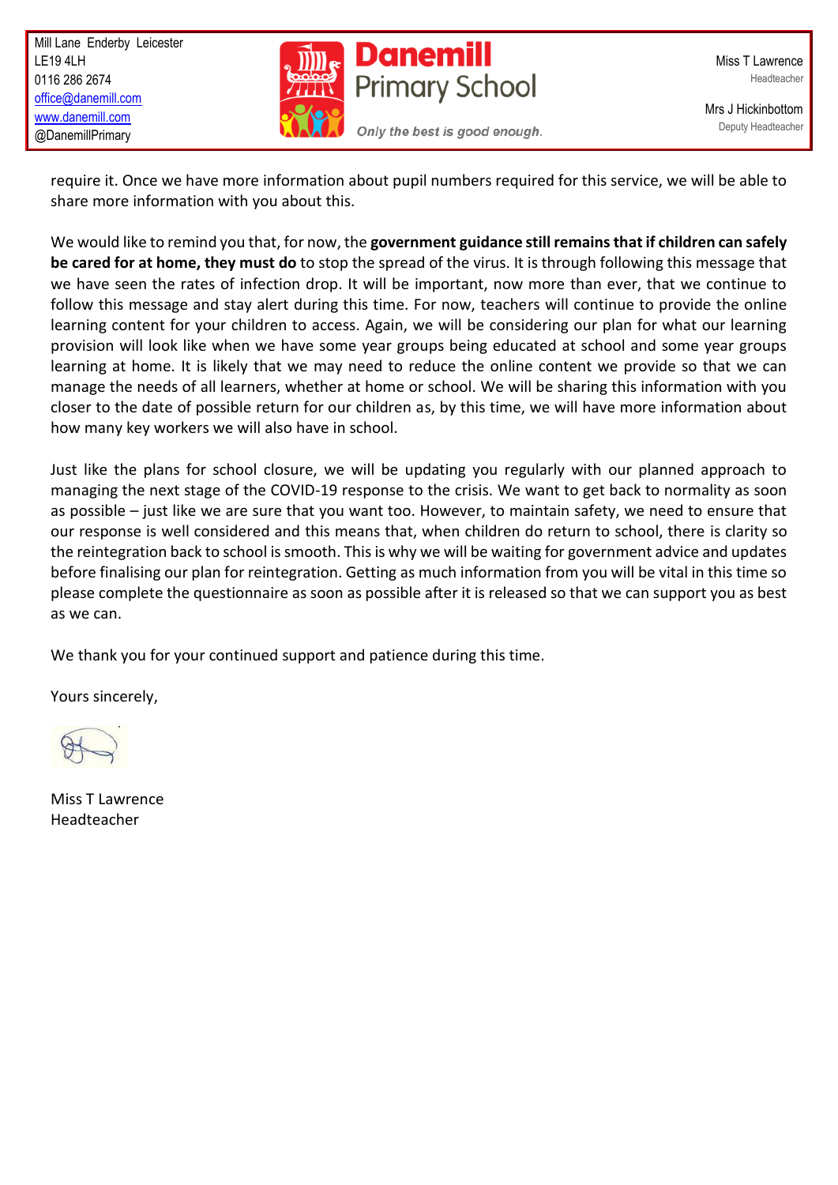require it. Once we have more information about pupil numbers required for this service, we will be able to share more information with you about this.

We would like to remind you that, for now, the **government guidance still remains that if children can safely be cared for at home, they must do** to stop the spread of the virus. It is through following this message that we have seen the rates of infection drop. It will be important, now more than ever, that we continue to follow this message and stay alert during this time. For now, teachers will continue to provide the online learning content for your children to access. Again, we will be considering our plan for what our learning provision will look like when we have some year groups being educated at school and some year groups learning at home. It is likely that we may need to reduce the online content we provide so that we can manage the needs of all learners, whether at home or school. We will be sharing this information with you closer to the date of possible return for our children as, by this time, we will have more information about how many key workers we will also have in school.

Just like the plans for school closure, we will be updating you regularly with our planned approach to managing the next stage of the COVID-19 response to the crisis. We want to get back to normality as soon as possible – just like we are sure that you want too. However, to maintain safety, we need to ensure that our response is well considered and this means that, when children do return to school, there is clarity so the reintegration back to school is smooth. This is why we will be waiting for government advice and updates before finalising our plan for reintegration. Getting as much information from you will be vital in this time so please complete the questionnaire as soon as possible after it is released so that we can support you as best as we can.

We thank you for your continued support and patience during this time.

Yours sincerely,

Miss T Lawrence
Headteacher